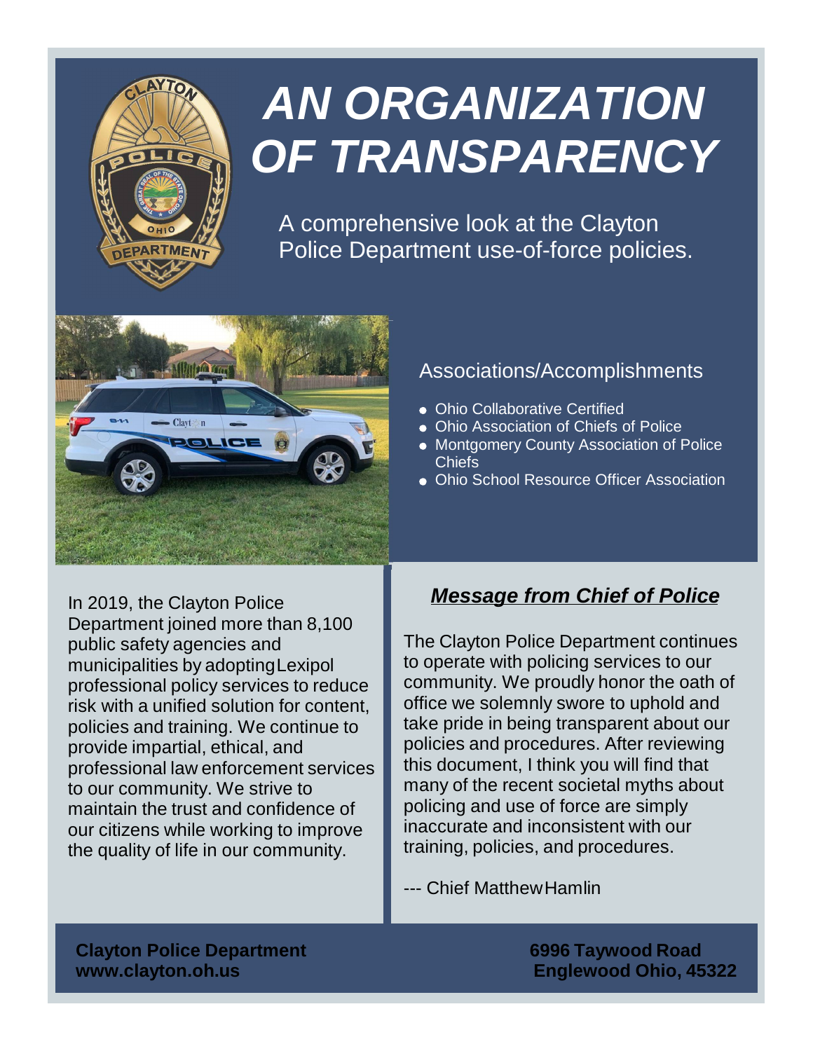# AN ORGANIZATION OF TRANSPARENCY

A comprehensive look at the Clayton Police Department use-of-force policies.

## Associations/Accomplishments

- Ohio Collaborative Certified
- Ohio Association of Chiefs of Police
- Montgomery County Association of Police Chiefs
- Ohio School Resource Officer Association

In 2019, the Clayton Police Department joined more than 8,100 public safety agencies and municipalities by adopting Lexipol professional policy services to reduce risk with a unified solution for content, policies and training. We continue to provide impartial, ethical, and professional law enforcement services to our community. We strive to maintain the trust and confidence of our citizens while working to improve the quality of life in our community.

## ***Message from Chief of Police***

The Clayton Police Department continues to operate with policing services to our community. We proudly honor the oath of office we solemnly swore to uphold and take pride in being transparent about our policies and procedures. After reviewing this document, I think you will find that many of the recent societal myths about policing and use of force are simply inaccurate and inconsistent with our training, policies, and procedures.

--- Chief Matthew Hamlin

**Clayton Police Department**
**www.clayton.oh.us**

**6996 Taywood Road**
**Englewood Ohio, 45322**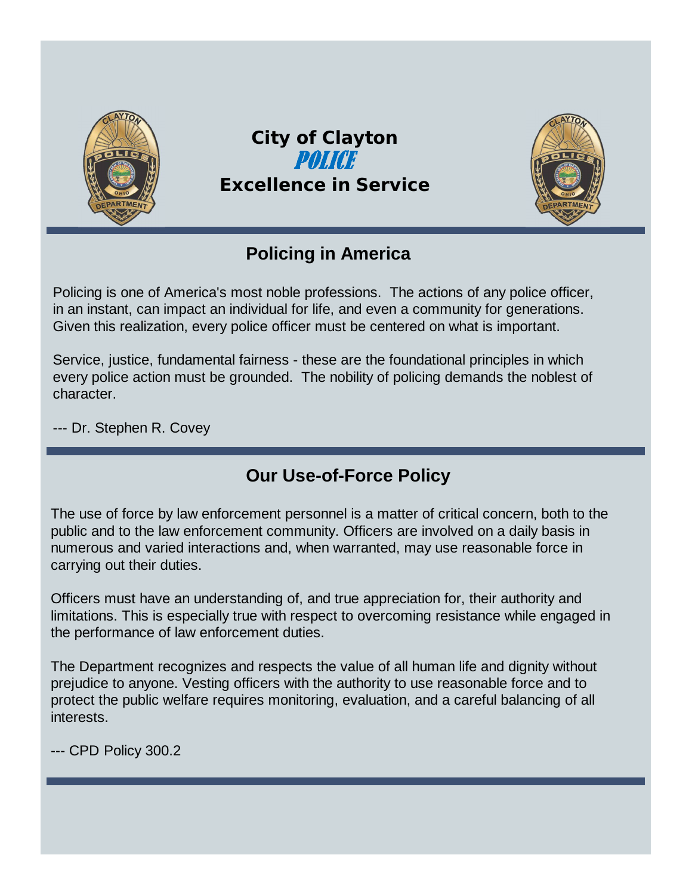# City of Clayton
# *POLICE*
# Excellence in Service

## Policing in America

Policing is one of America's most noble professions. The actions of any police officer, in an instant, can impact an individual for life, and even a community for generations. Given this realization, every police officer must be centered on what is important.

Service, justice, fundamental fairness - these are the foundational principles in which every police action must be grounded. The nobility of policing demands the noblest of character.

--- Dr. Stephen R. Covey

## Our Use-of-Force Policy

The use of force by law enforcement personnel is a matter of critical concern, both to the public and to the law enforcement community. Officers are involved on a daily basis in numerous and varied interactions and, when warranted, may use reasonable force in carrying out their duties.

Officers must have an understanding of, and true appreciation for, their authority and limitations. This is especially true with respect to overcoming resistance while engaged in the performance of law enforcement duties.

The Department recognizes and respects the value of all human life and dignity without prejudice to anyone. Vesting officers with the authority to use reasonable force and to protect the public welfare requires monitoring, evaluation, and a careful balancing of all interests.

--- CPD Policy 300.2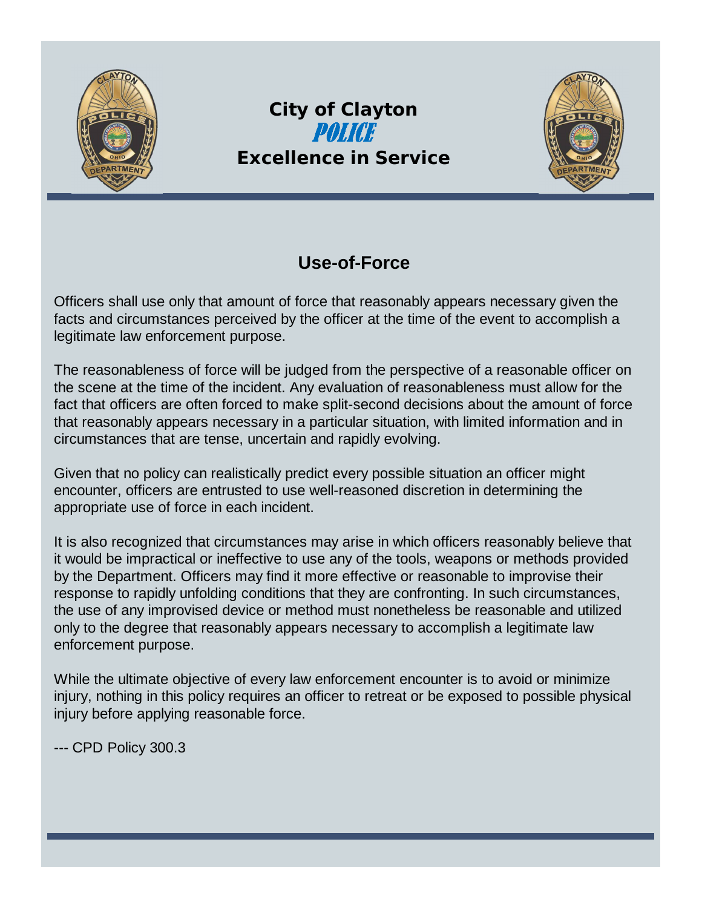**City of Clayton**
***POLICE***
**Excellence in Service**

## Use-of-Force

Officers shall use only that amount of force that reasonably appears necessary given the facts and circumstances perceived by the officer at the time of the event to accomplish a legitimate law enforcement purpose.

The reasonableness of force will be judged from the perspective of a reasonable officer on the scene at the time of the incident. Any evaluation of reasonableness must allow for the fact that officers are often forced to make split-second decisions about the amount of force that reasonably appears necessary in a particular situation, with limited information and in circumstances that are tense, uncertain and rapidly evolving.

Given that no policy can realistically predict every possible situation an officer might encounter, officers are entrusted to use well-reasoned discretion in determining the appropriate use of force in each incident.

It is also recognized that circumstances may arise in which officers reasonably believe that it would be impractical or ineffective to use any of the tools, weapons or methods provided by the Department. Officers may find it more effective or reasonable to improvise their response to rapidly unfolding conditions that they are confronting. In such circumstances, the use of any improvised device or method must nonetheless be reasonable and utilized only to the degree that reasonably appears necessary to accomplish a legitimate law enforcement purpose.

While the ultimate objective of every law enforcement encounter is to avoid or minimize injury, nothing in this policy requires an officer to retreat or be exposed to possible physical injury before applying reasonable force.

--- CPD Policy 300.3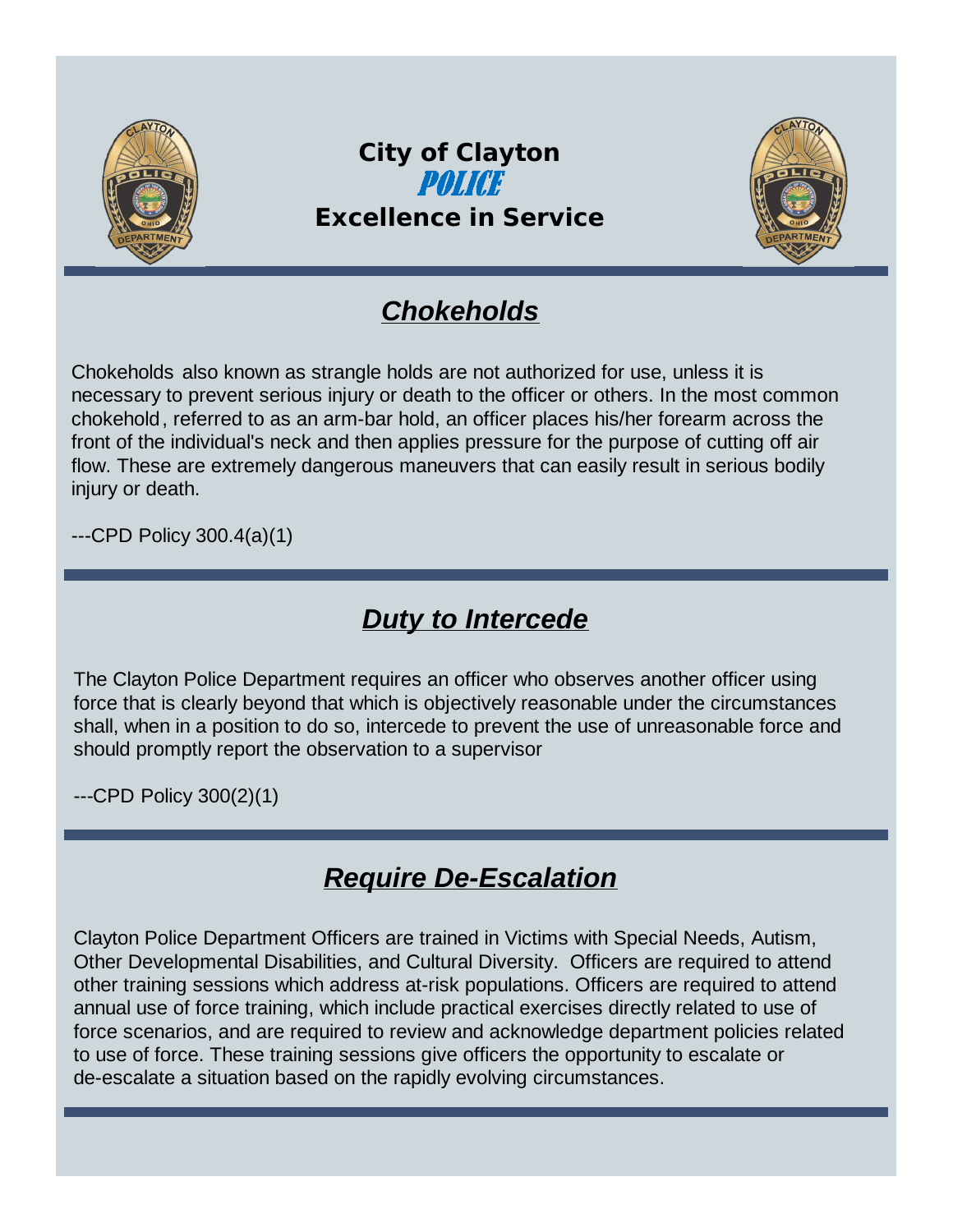# City of Clayton
# POLICE
# Excellence in Service

## *Chokeholds*

Chokeholds also known as strangle holds are not authorized for use, unless it is necessary to prevent serious injury or death to the officer or others. In the most common chokehold, referred to as an arm-bar hold, an officer places his/her forearm across the front of the individual's neck and then applies pressure for the purpose of cutting off air flow. These are extremely dangerous maneuvers that can easily result in serious bodily injury or death.

---CPD Policy 300.4(a)(1)

## *Duty to Intercede*

The Clayton Police Department requires an officer who observes another officer using force that is clearly beyond that which is objectively reasonable under the circumstances shall, when in a position to do so, intercede to prevent the use of unreasonable force and should promptly report the observation to a supervisor

---CPD Policy 300(2)(1)

## *Require De-Escalation*

Clayton Police Department Officers are trained in Victims with Special Needs, Autism, Other Developmental Disabilities, and Cultural Diversity. Officers are required to attend other training sessions which address at-risk populations. Officers are required to attend annual use of force training, which include practical exercises directly related to use of force scenarios, and are required to review and acknowledge department policies related to use of force. These training sessions give officers the opportunity to escalate or de-escalate a situation based on the rapidly evolving circumstances.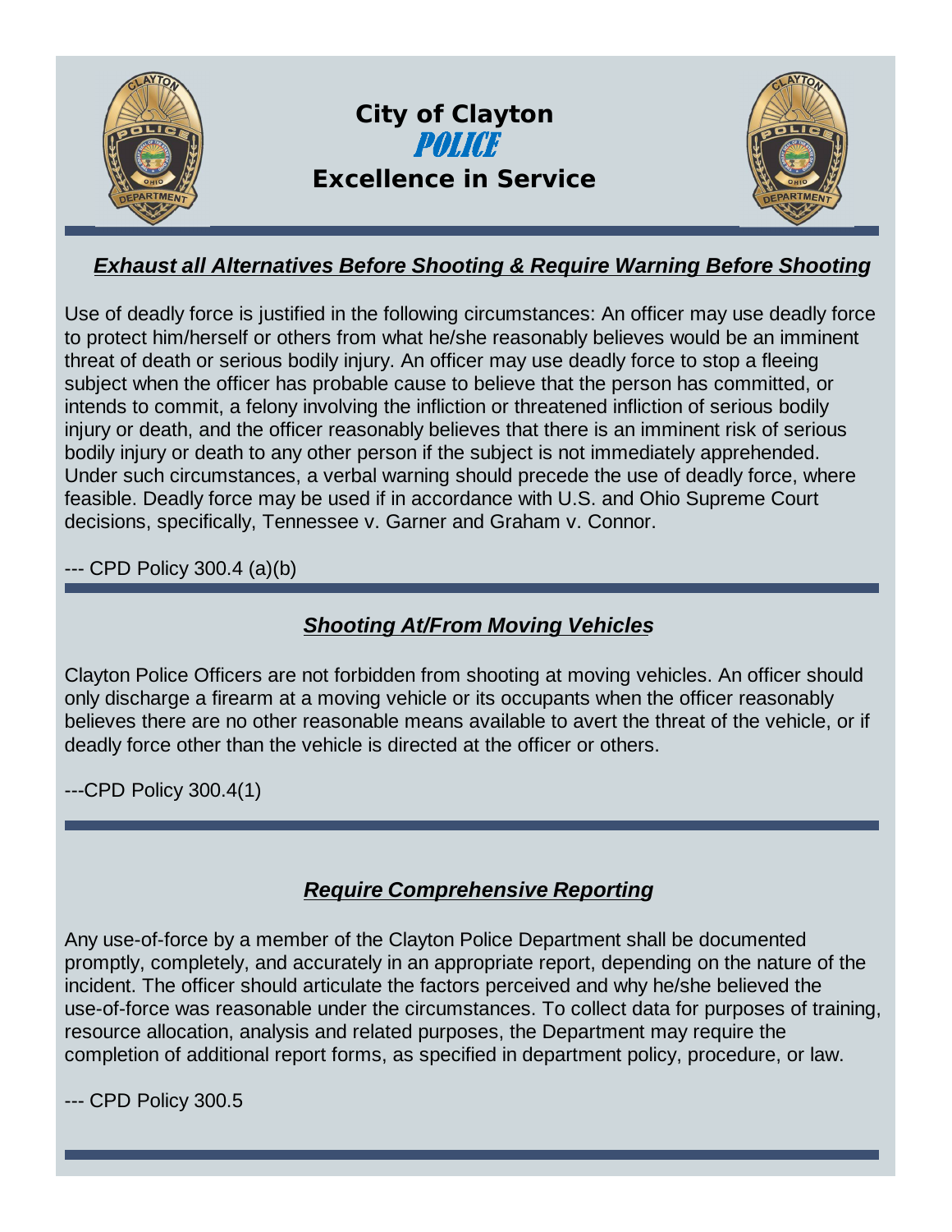# City of Clayton
## POLICE
## Excellence in Service

### ***Exhaust all Alternatives Before Shooting & Require Warning Before Shooting***

Use of deadly force is justified in the following circumstances: An officer may use deadly force to protect him/herself or others from what he/she reasonably believes would be an imminent threat of death or serious bodily injury. An officer may use deadly force to stop a fleeing subject when the officer has probable cause to believe that the person has committed, or intends to commit, a felony involving the infliction or threatened infliction of serious bodily injury or death, and the officer reasonably believes that there is an imminent risk of serious bodily injury or death to any other person if the subject is not immediately apprehended. Under such circumstances, a verbal warning should precede the use of deadly force, where feasible. Deadly force may be used if in accordance with U.S. and Ohio Supreme Court decisions, specifically, Tennessee v. Garner and Graham v. Connor.

--- CPD Policy 300.4 (a)(b)

### ***Shooting At/From Moving Vehicles***

Clayton Police Officers are not forbidden from shooting at moving vehicles. An officer should only discharge a firearm at a moving vehicle or its occupants when the officer reasonably believes there are no other reasonable means available to avert the threat of the vehicle, or if deadly force other than the vehicle is directed at the officer or others.

---CPD Policy 300.4(1)

### ***Require Comprehensive Reporting***

Any use-of-force by a member of the Clayton Police Department shall be documented promptly, completely, and accurately in an appropriate report, depending on the nature of the incident. The officer should articulate the factors perceived and why he/she believed the use-of-force was reasonable under the circumstances. To collect data for purposes of training, resource allocation, analysis and related purposes, the Department may require the completion of additional report forms, as specified in department policy, procedure, or law.

--- CPD Policy 300.5